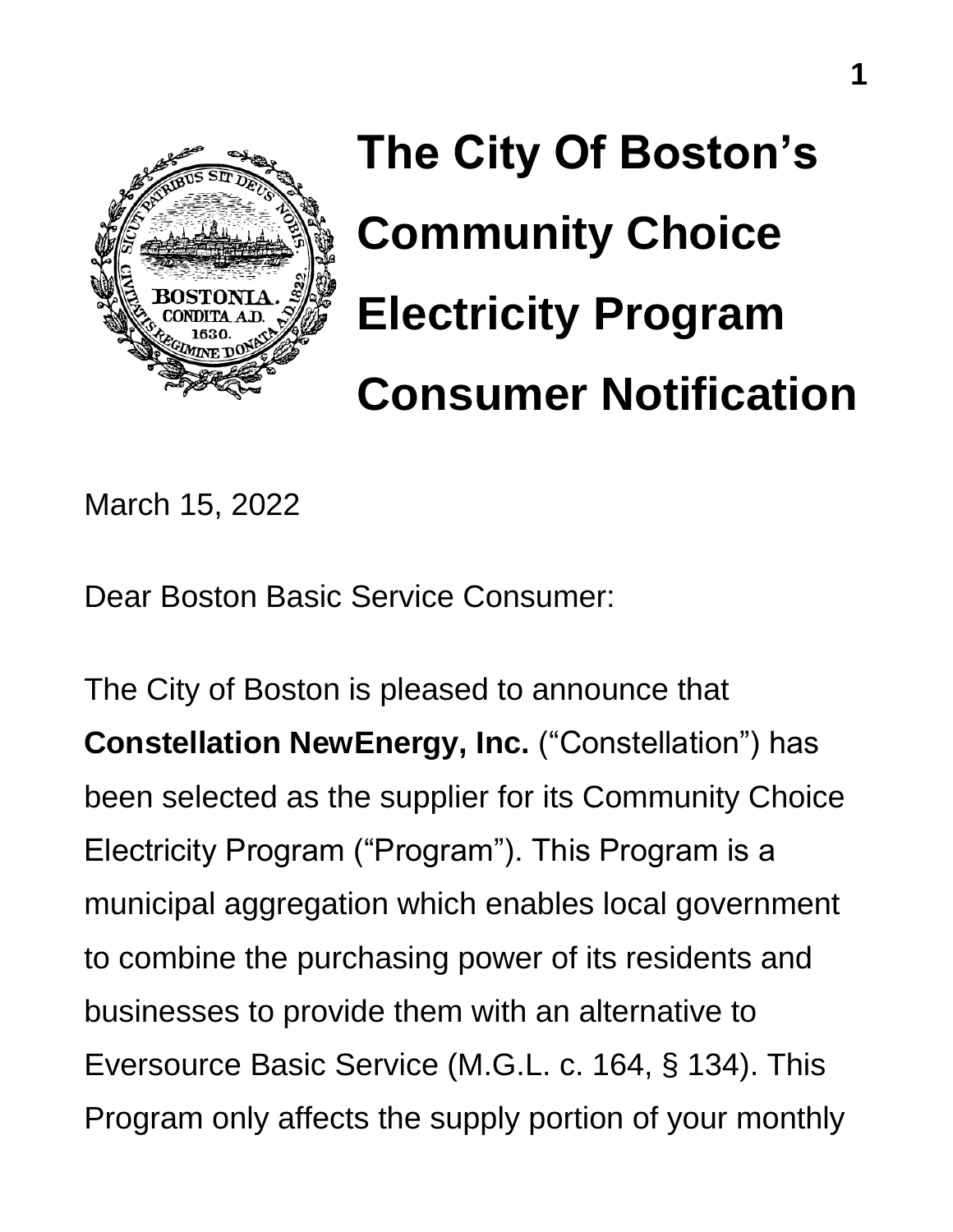# The City Of Boston's Community Choice Electricity Program Consumer Notification

March 15, 2022

Dear Boston Basic Service Consumer:

The City of Boston is pleased to announce that **Constellation NewEnergy, Inc.** ("Constellation") has been selected as the supplier for its Community Choice Electricity Program ("Program"). This Program is a municipal aggregation which enables local government to combine the purchasing power of its residents and businesses to provide them with an alternative to Eversource Basic Service (M.G.L. c. 164, § 134). This Program only affects the supply portion of your monthly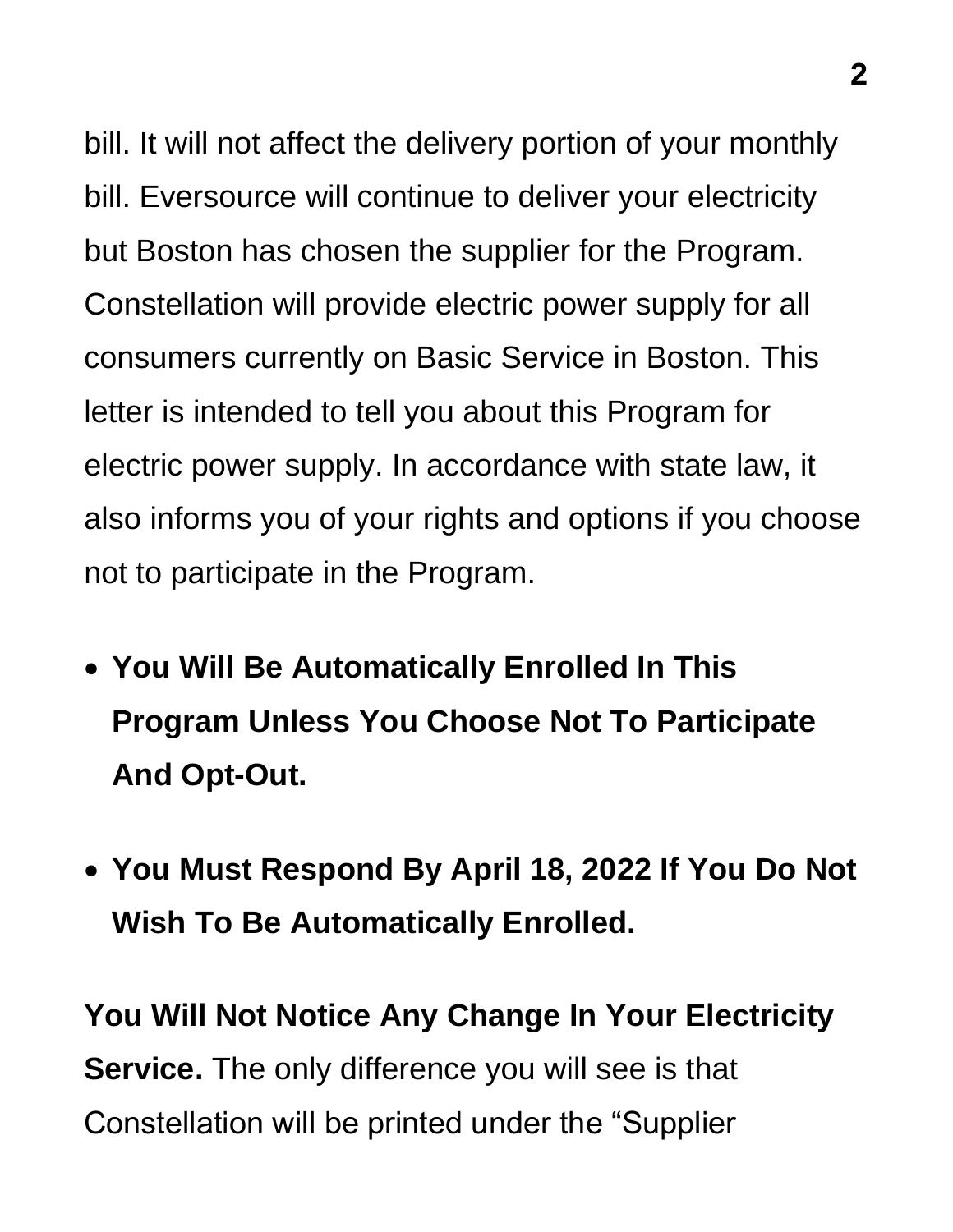bill. It will not affect the delivery portion of your monthly bill. Eversource will continue to deliver your electricity but Boston has chosen the supplier for the Program. Constellation will provide electric power supply for all consumers currently on Basic Service in Boston. This letter is intended to tell you about this Program for electric power supply. In accordance with state law, it also informs you of your rights and options if you choose not to participate in the Program.

- **You Will Be Automatically Enrolled In This Program Unless You Choose Not To Participate And Opt-Out.**
- **You Must Respond By April 18, 2022 If You Do Not Wish To Be Automatically Enrolled.**

**You Will Not Notice Any Change In Your Electricity Service.** The only difference you will see is that Constellation will be printed under the "Supplier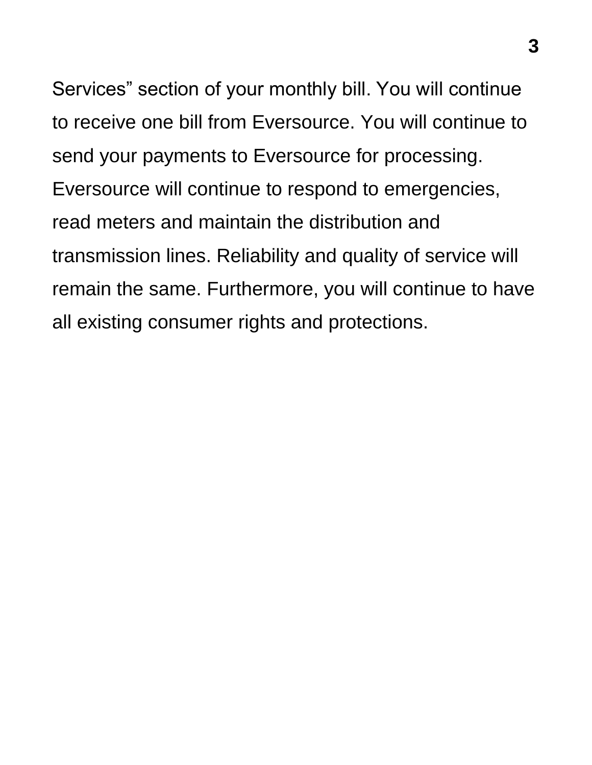Services” section of your monthly bill. You will continue to receive one bill from Eversource. You will continue to send your payments to Eversource for processing. Eversource will continue to respond to emergencies, read meters and maintain the distribution and transmission lines. Reliability and quality of service will remain the same. Furthermore, you will continue to have all existing consumer rights and protections.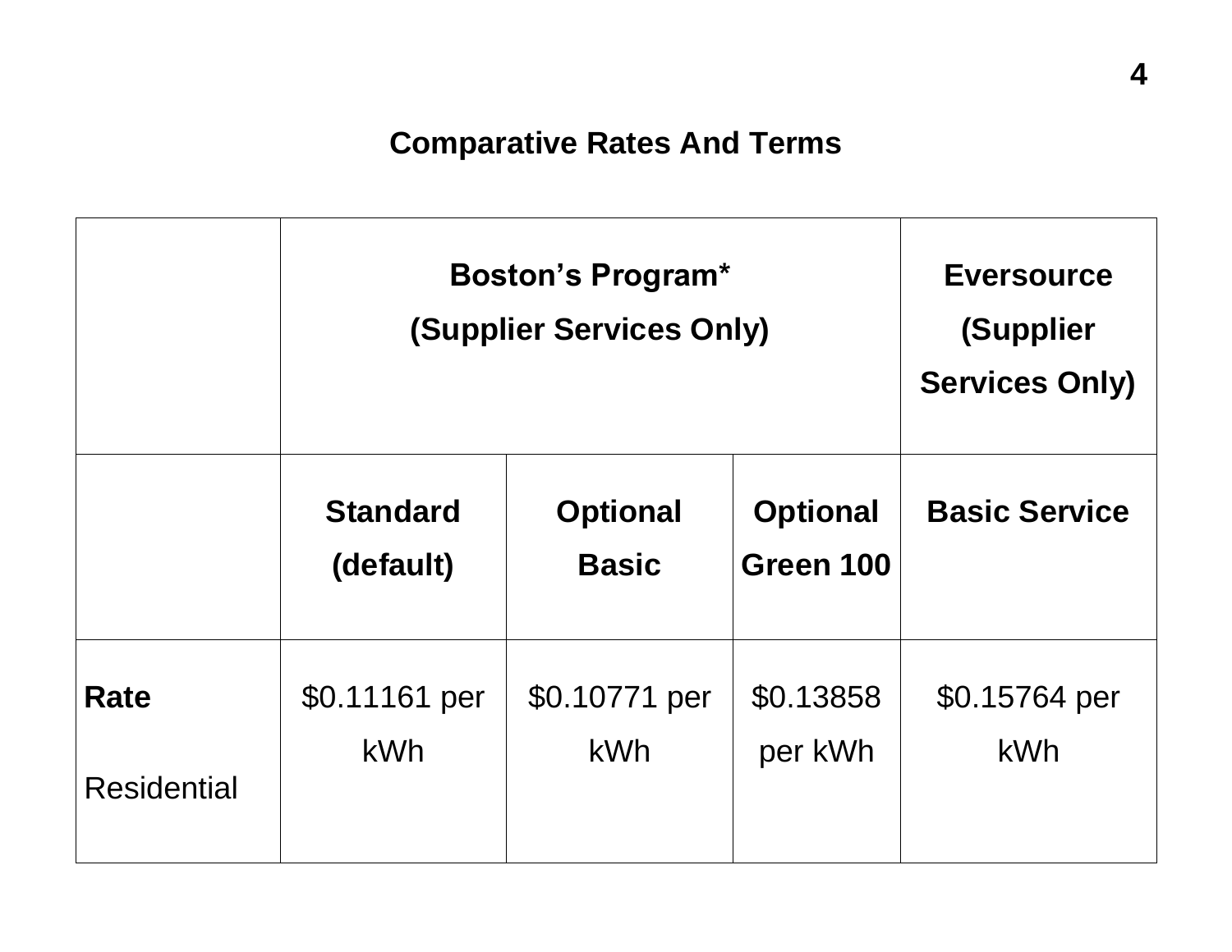## Comparative Rates And Terms

| | **Boston's Program* (Supplier Services Only)** | | | **Eversource (Supplier Services Only)** |
|---|---|---|---|---|
| | **Standard (default)** | **Optional Basic** | **Optional Green 100** | **Basic Service** |
| **Rate** Residential | $0.11161 per kWh | $0.10771 per kWh | $0.13858 per kWh | $0.15764 per kWh |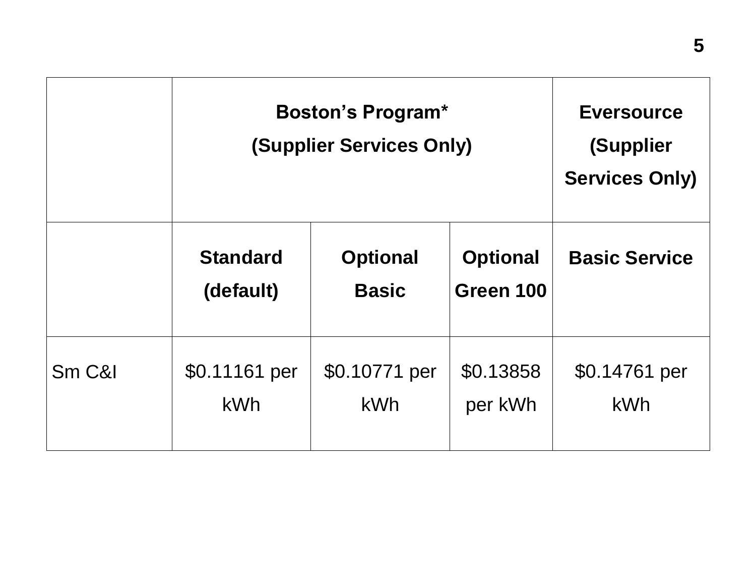| | Boston's Program* (Supplier Services Only) | | | Eversource (Supplier Services Only) |
|---|---|---|---|---|
| | Standard (default) | Optional Basic | Optional Green 100 | Basic Service |
| Sm C&I | $0.11161 per kWh | $0.10771 per kWh | $0.13858 per kWh | $0.14761 per kWh |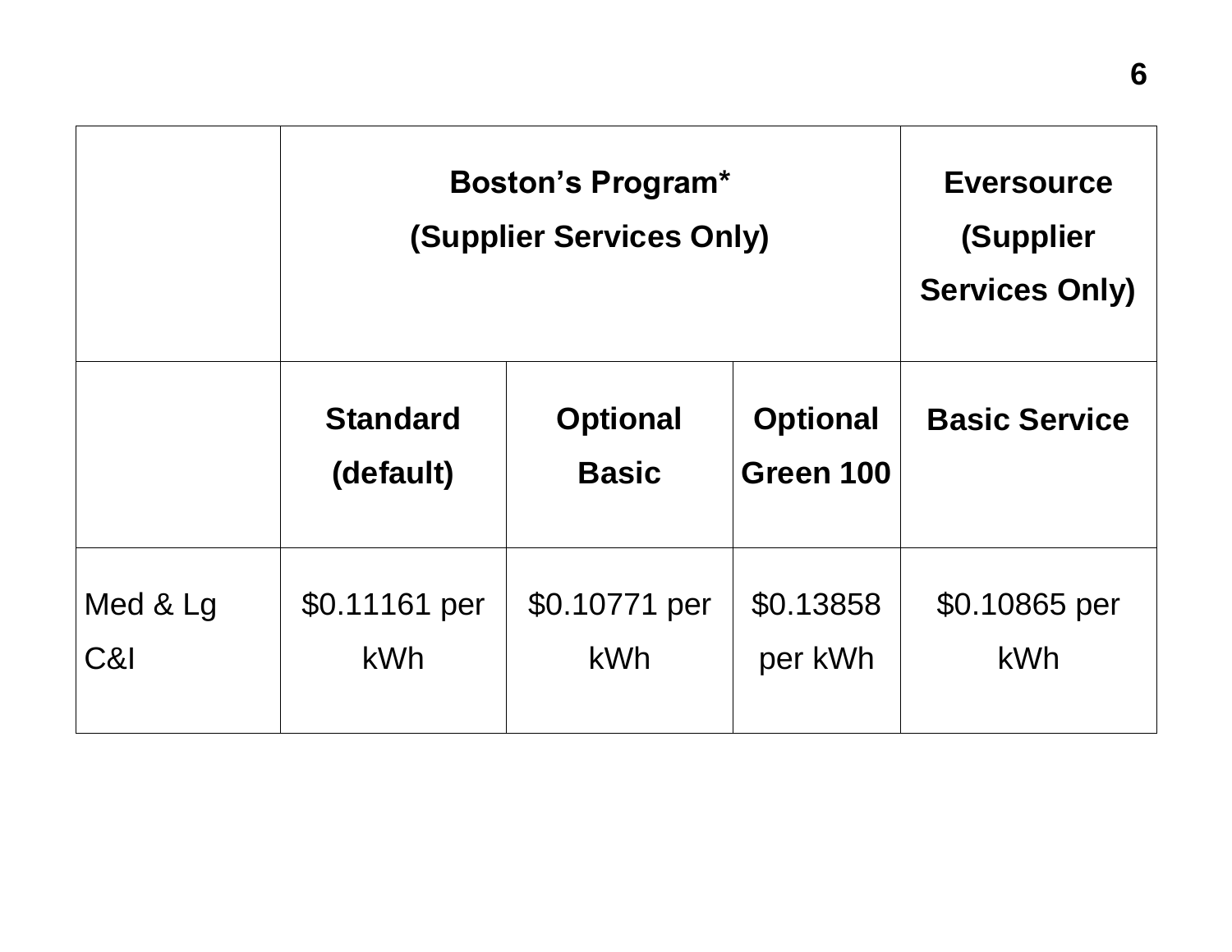| | Boston's Program* (Supplier Services Only) | | | Eversource (Supplier Services Only) |
|---|---|---|---|---|
| | Standard (default) | Optional Basic | Optional Green 100 | Basic Service |
| Med & Lg C&I | $0.11161 per kWh | $0.10771 per kWh | $0.13858 per kWh | $0.10865 per kWh |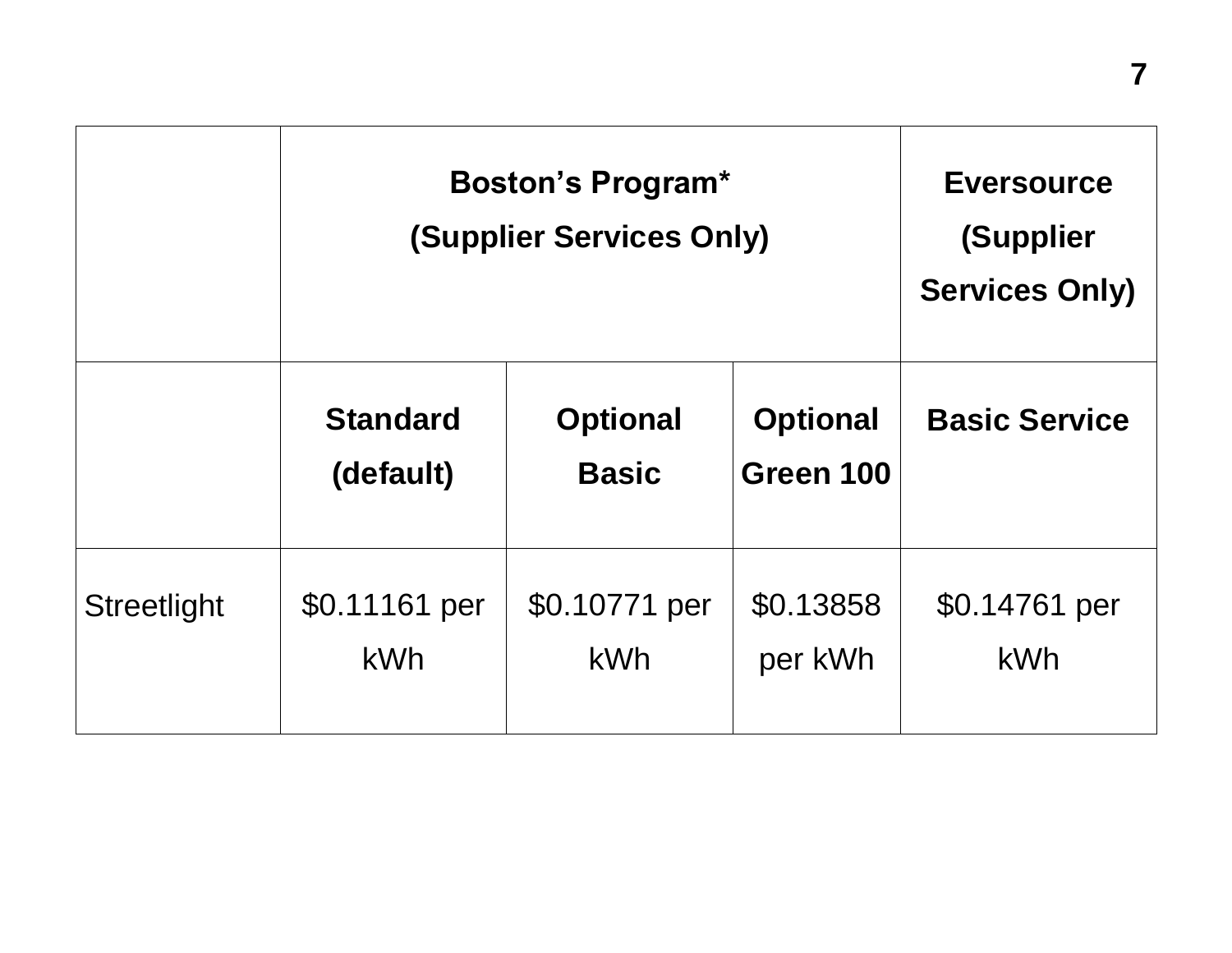| | Boston's Program* (Supplier Services Only) | | | Eversource (Supplier Services Only) |
|---|---|---|---|---|
| | **Standard (default)** | **Optional Basic** | **Optional Green 100** | **Basic Service** |
| Streetlight | $0.11161 per kWh | $0.10771 per kWh | $0.13858 per kWh | $0.14761 per kWh |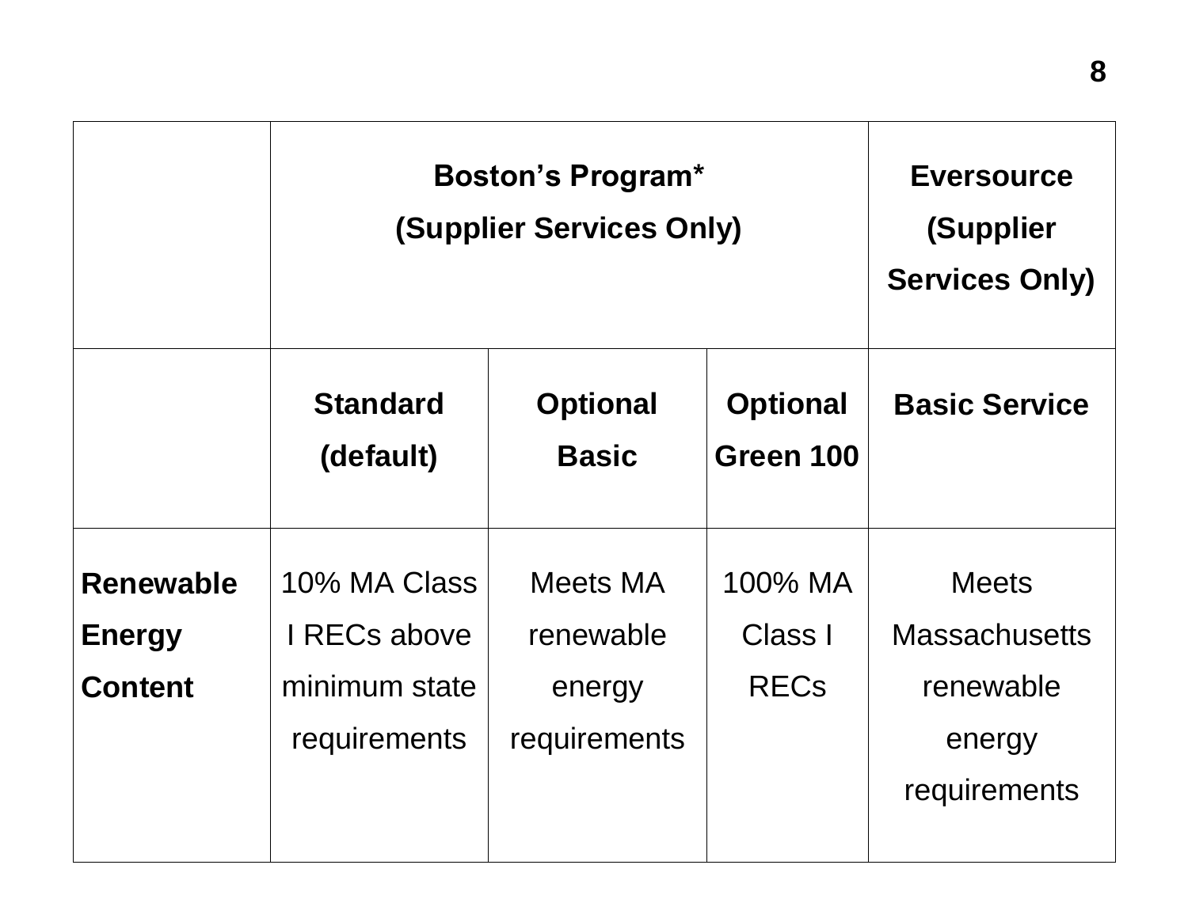| | Boston's Program* (Supplier Services Only) | | | Eversource (Supplier Services Only) |
|---|---|---|---|---|
| | **Standard (default)** | **Optional Basic** | **Optional Green 100** | **Basic Service** |
| **Renewable Energy Content** | 10% MA Class I RECs above minimum state requirements | Meets MA renewable energy requirements | 100% MA Class I RECs | Meets Massachusetts renewable energy requirements |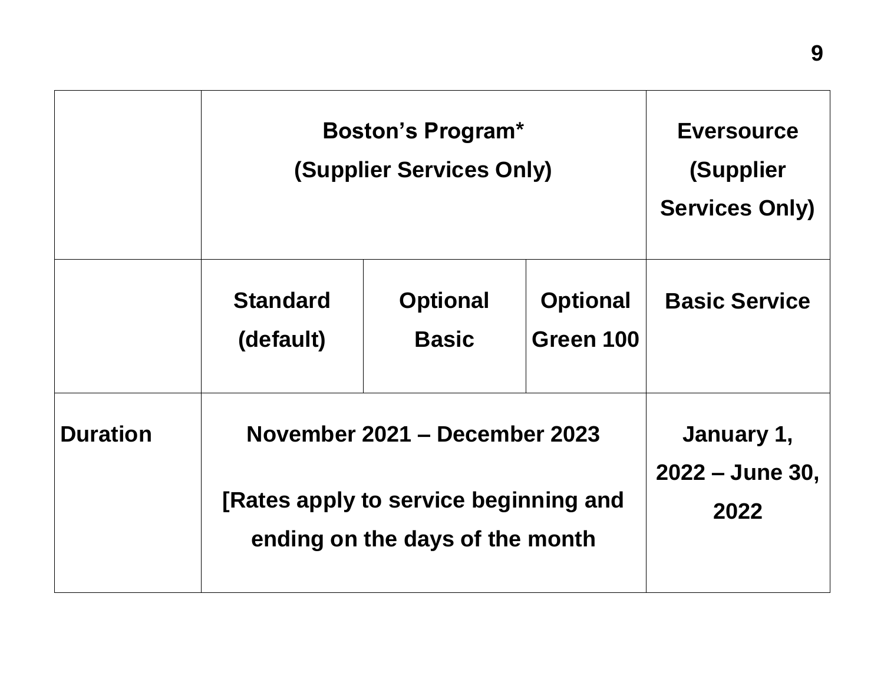| | Boston's Program* (Supplier Services Only) | | | Eversource (Supplier Services Only) |
|---|---|---|---|---|
| | Standard (default) | Optional Basic | Optional Green 100 | Basic Service |
| Duration | November 2021 – December 2023<br><br>[Rates apply to service beginning and ending on the days of the month | | | January 1, 2022 – June 30, 2022 |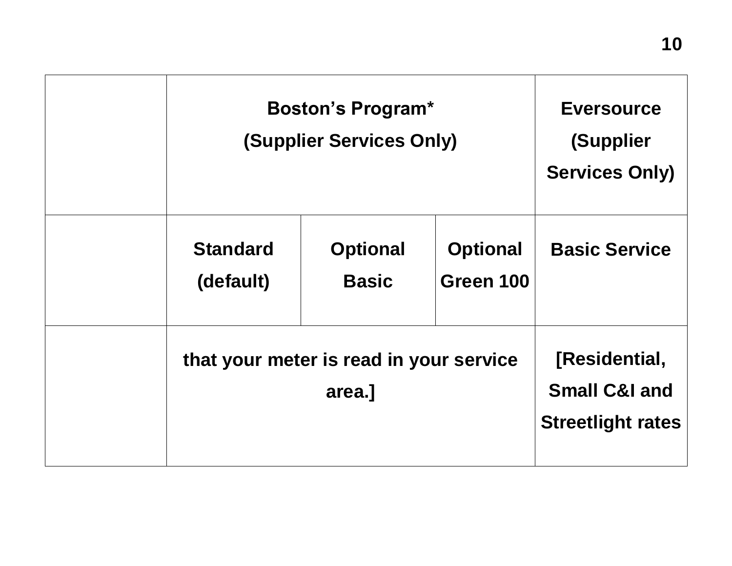| | Boston's Program* (Supplier Services Only) | | | Eversource (Supplier Services Only) |
|---|---|---|---|---|
| | Standard (default) | Optional Basic | Optional Green 100 | Basic Service |
| | that your meter is read in your service area.] | | | [Residential, Small C&I and Streetlight rates |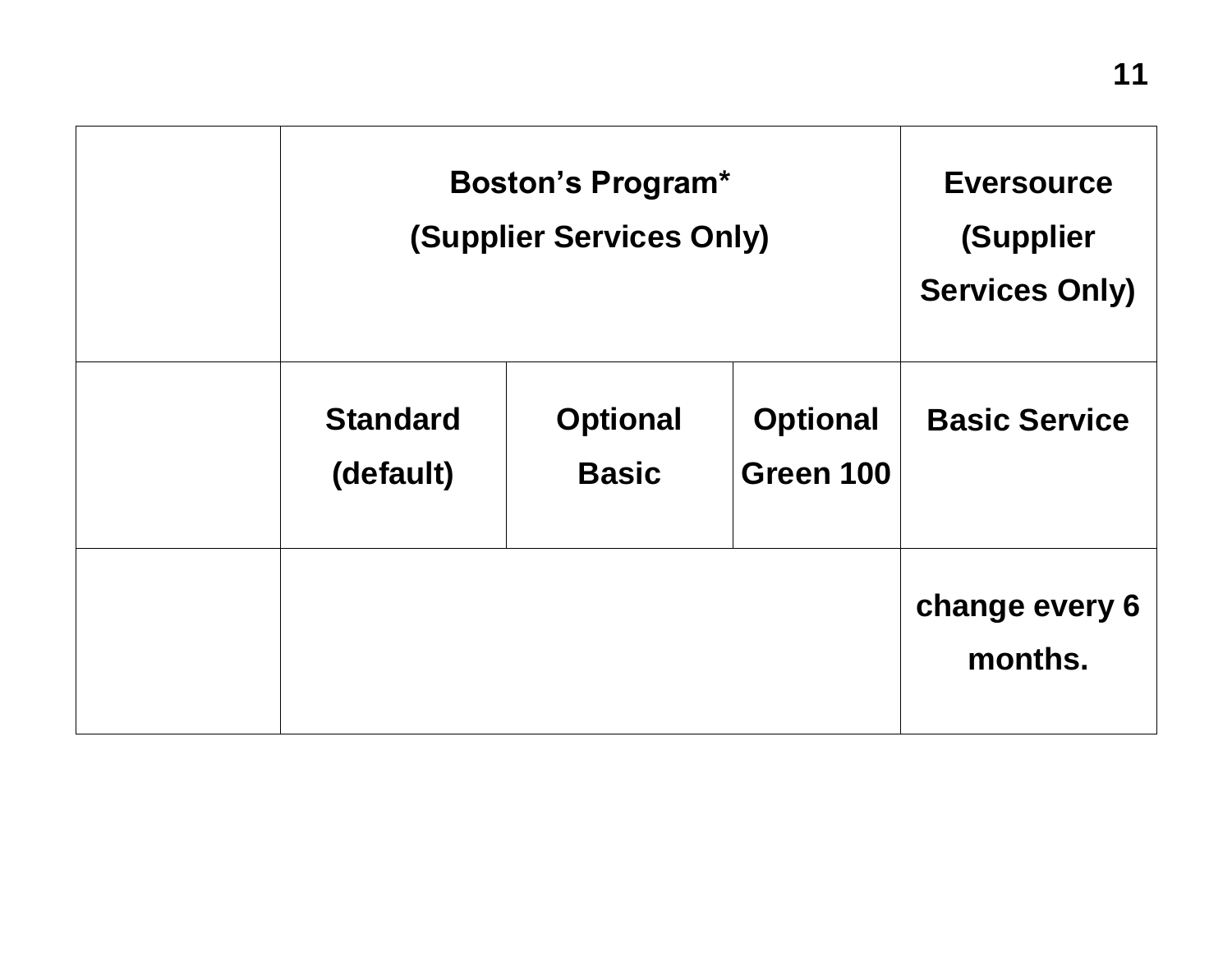| | Boston’s Program* (Supplier Services Only) | | | Eversource (Supplier Services Only) |
|---|---|---|---|---|
| | Standard (default) | Optional Basic | Optional Green 100 | Basic Service |
| | | | | change every 6 months. |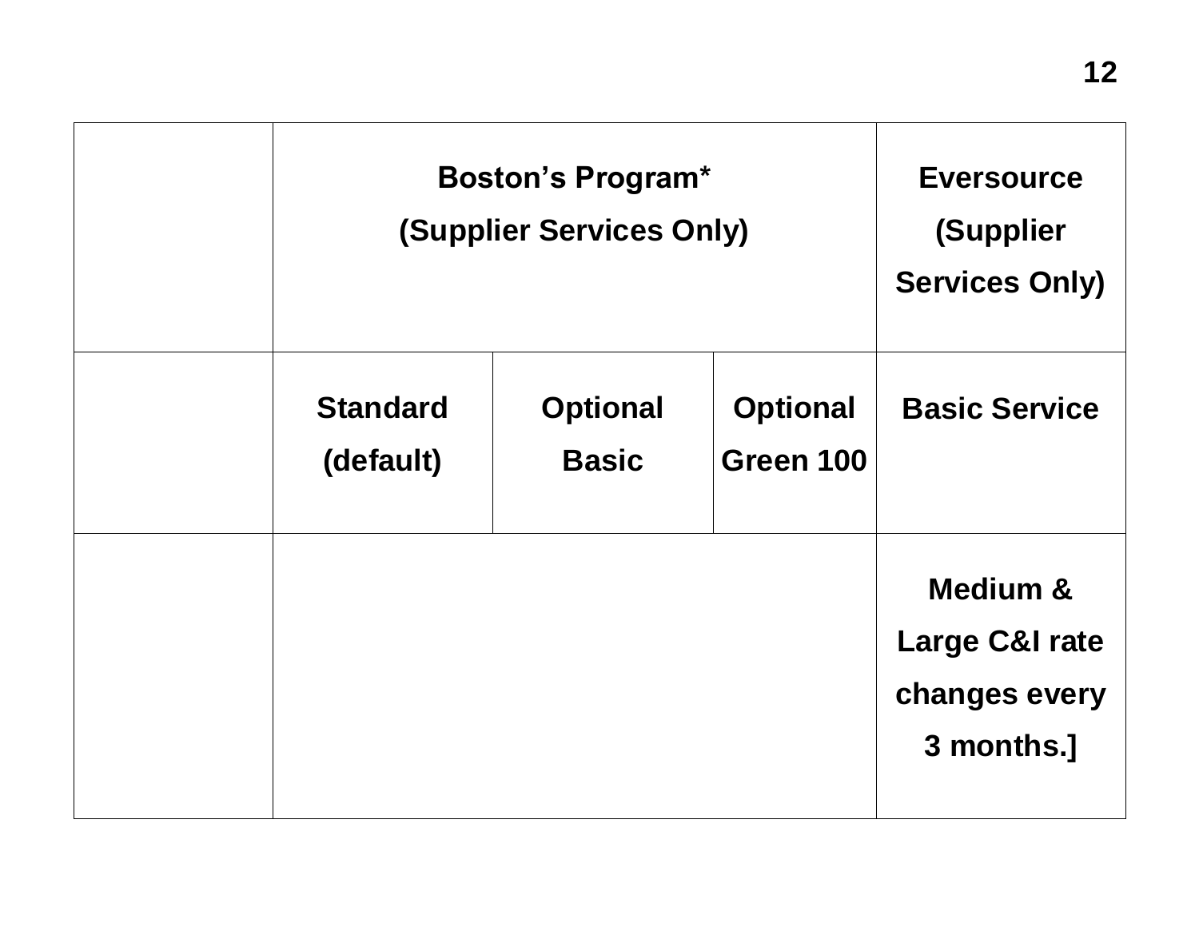| | Boston's Program* (Supplier Services Only) | | | Eversource (Supplier Services Only) |
|---|---|---|---|---|
| | Standard (default) | Optional Basic | Optional Green 100 | Basic Service |
| | | | | Medium & Large C&I rate changes every 3 months.] |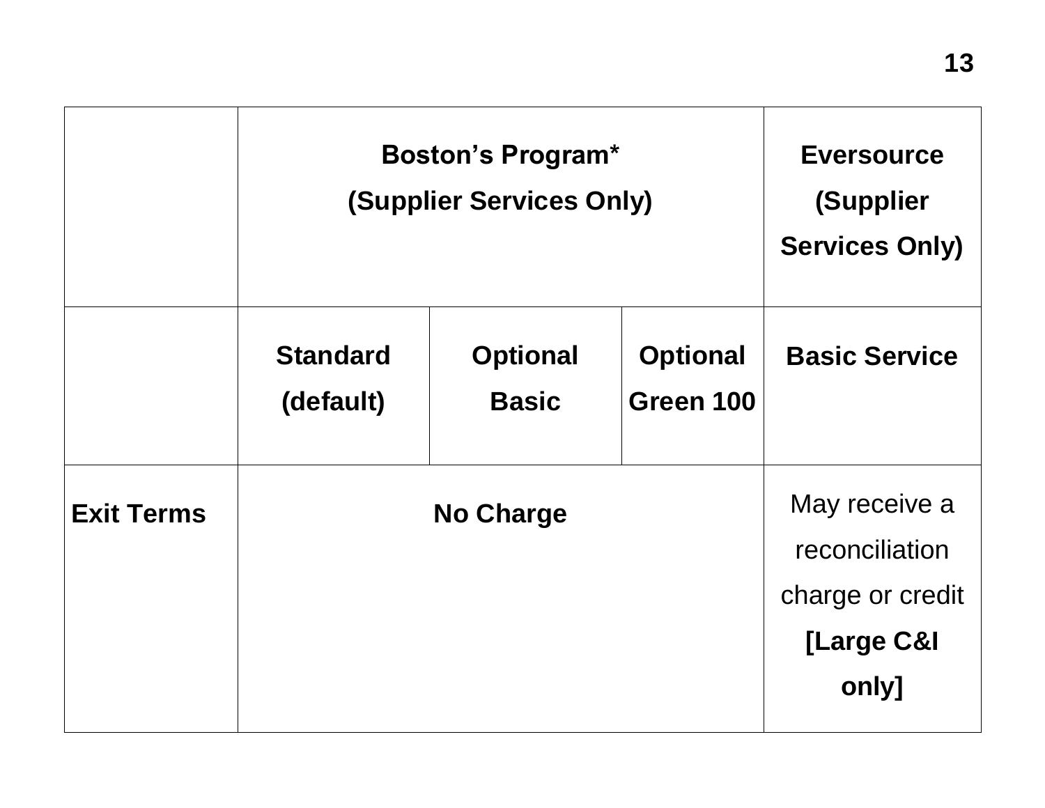| | **Boston's Program*** **(Supplier Services Only)** | | | **Eversource (Supplier Services Only)** |
|---|---|---|---|---|
| | **Standard (default)** | **Optional Basic** | **Optional Green 100** | **Basic Service** |
| **Exit Terms** | **No Charge** | | | May receive a reconciliation charge or credit **[Large C&I only]** |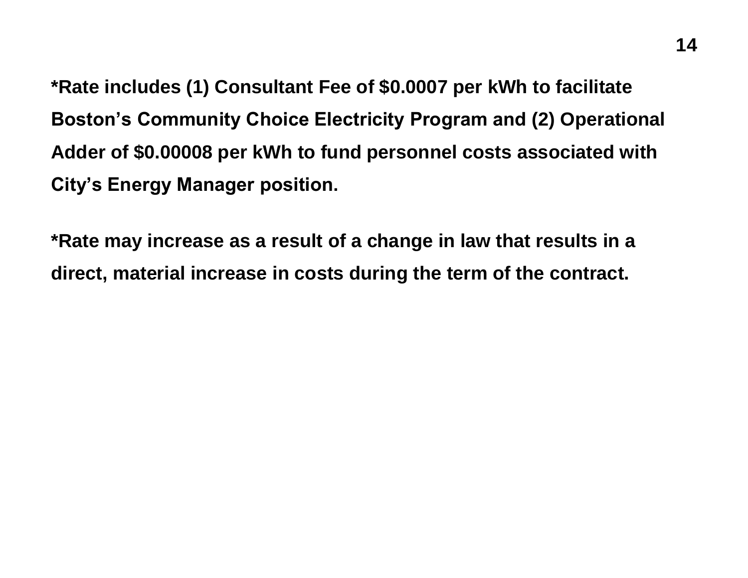**\*Rate includes (1) Consultant Fee of $0.0007 per kWh to facilitate Boston’s Community Choice Electricity Program and (2) Operational Adder of $0.00008 per kWh to fund personnel costs associated with City’s Energy Manager position.**

**\*Rate may increase as a result of a change in law that results in a direct, material increase in costs during the term of the contract.**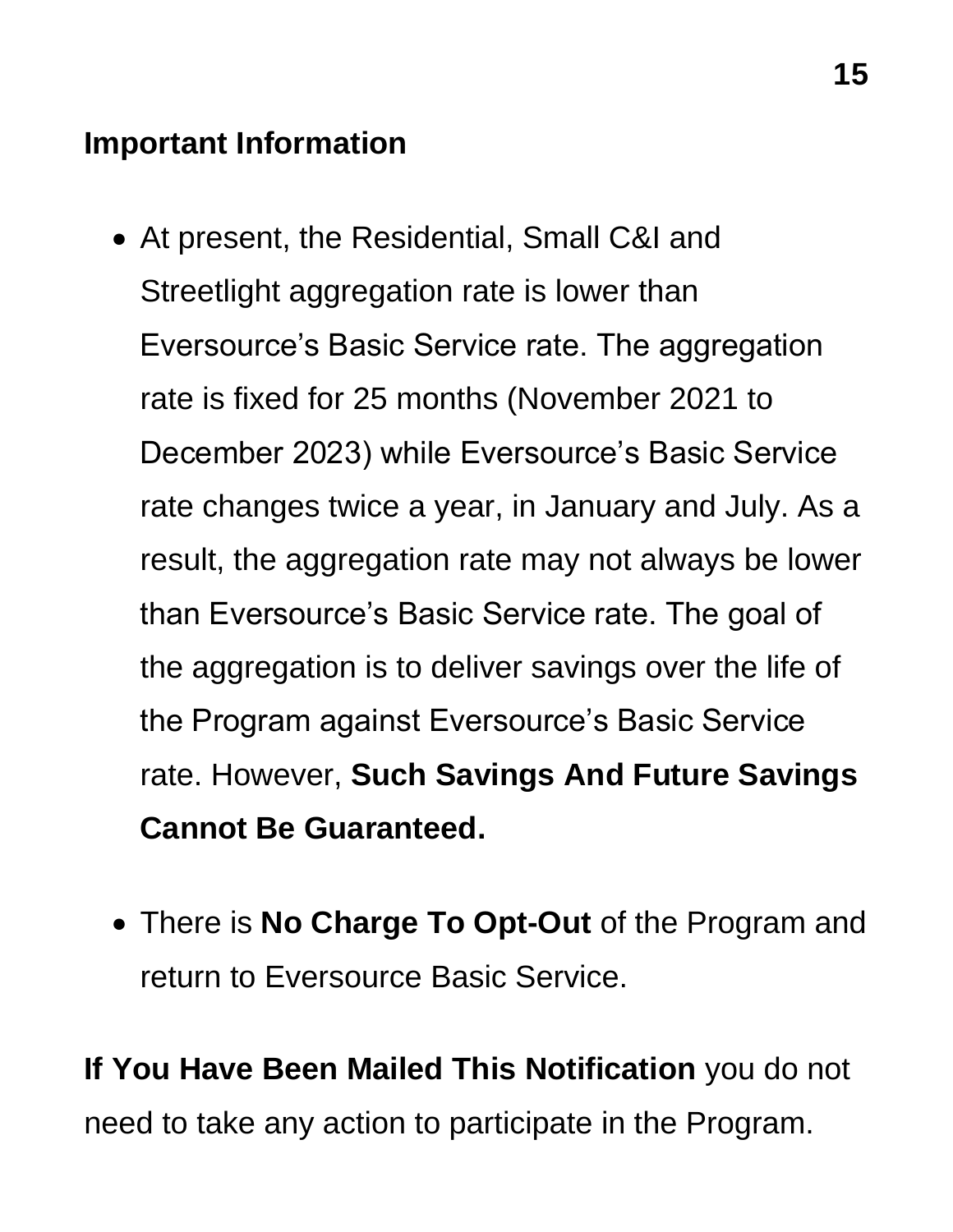## Important Information

- At present, the Residential, Small C&I and Streetlight aggregation rate is lower than Eversource's Basic Service rate. The aggregation rate is fixed for 25 months (November 2021 to December 2023) while Eversource's Basic Service rate changes twice a year, in January and July. As a result, the aggregation rate may not always be lower than Eversource's Basic Service rate. The goal of the aggregation is to deliver savings over the life of the Program against Eversource's Basic Service rate. However, **Such Savings And Future Savings Cannot Be Guaranteed.**

- There is **No Charge To Opt-Out** of the Program and return to Eversource Basic Service.

**If You Have Been Mailed This Notification** you do not need to take any action to participate in the Program.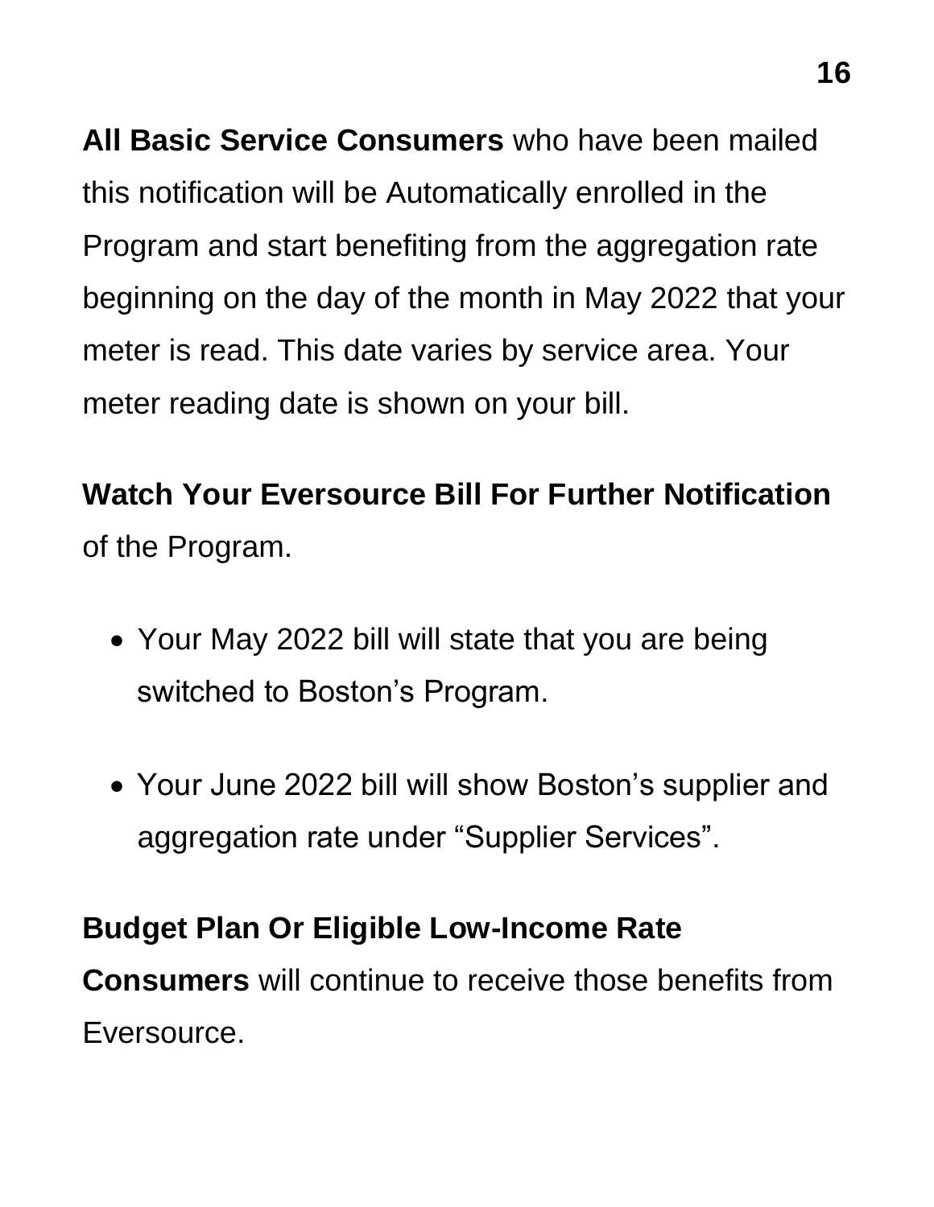**All Basic Service Consumers** who have been mailed this notification will be Automatically enrolled in the Program and start benefiting from the aggregation rate beginning on the day of the month in May 2022 that your meter is read. This date varies by service area. Your meter reading date is shown on your bill.

**Watch Your Eversource Bill For Further Notification** of the Program.

- Your May 2022 bill will state that you are being switched to Boston's Program.

- Your June 2022 bill will show Boston's supplier and aggregation rate under "Supplier Services".

**Budget Plan Or Eligible Low-Income Rate Consumers** will continue to receive those benefits from Eversource.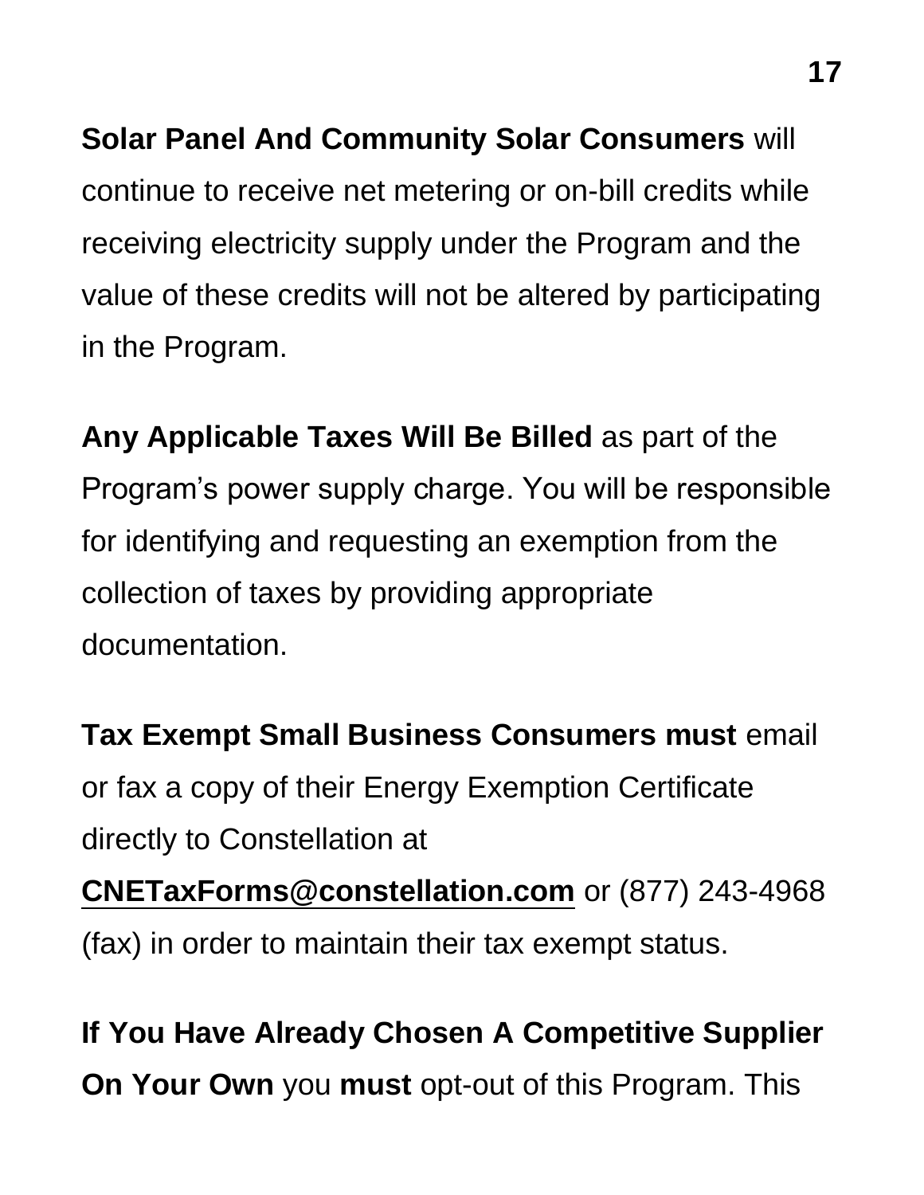**Solar Panel And Community Solar Consumers** will continue to receive net metering or on-bill credits while receiving electricity supply under the Program and the value of these credits will not be altered by participating in the Program.

**Any Applicable Taxes Will Be Billed** as part of the Program's power supply charge. You will be responsible for identifying and requesting an exemption from the collection of taxes by providing appropriate documentation.

**Tax Exempt Small Business Consumers must** email or fax a copy of their Energy Exemption Certificate directly to Constellation at **CNETaxForms@constellation.com** or (877) 243-4968 (fax) in order to maintain their tax exempt status.

**If You Have Already Chosen A Competitive Supplier On Your Own** you **must** opt-out of this Program. This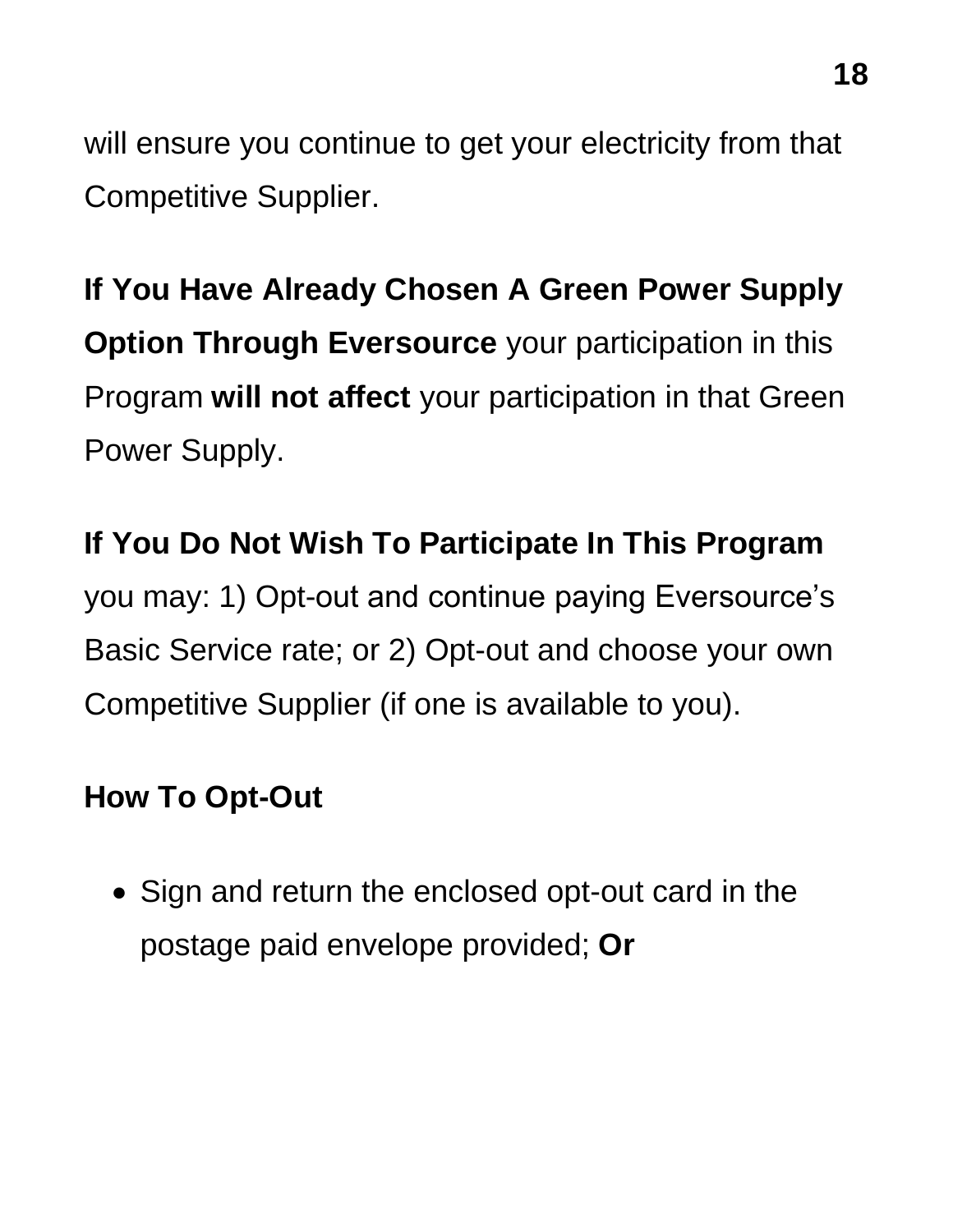will ensure you continue to get your electricity from that Competitive Supplier.

**If You Have Already Chosen A Green Power Supply Option Through Eversource** your participation in this Program **will not affect** your participation in that Green Power Supply.

**If You Do Not Wish To Participate In This Program** you may: 1) Opt-out and continue paying Eversource’s Basic Service rate; or 2) Opt-out and choose your own Competitive Supplier (if one is available to you).

**How To Opt-Out**

- Sign and return the enclosed opt-out card in the postage paid envelope provided; **Or**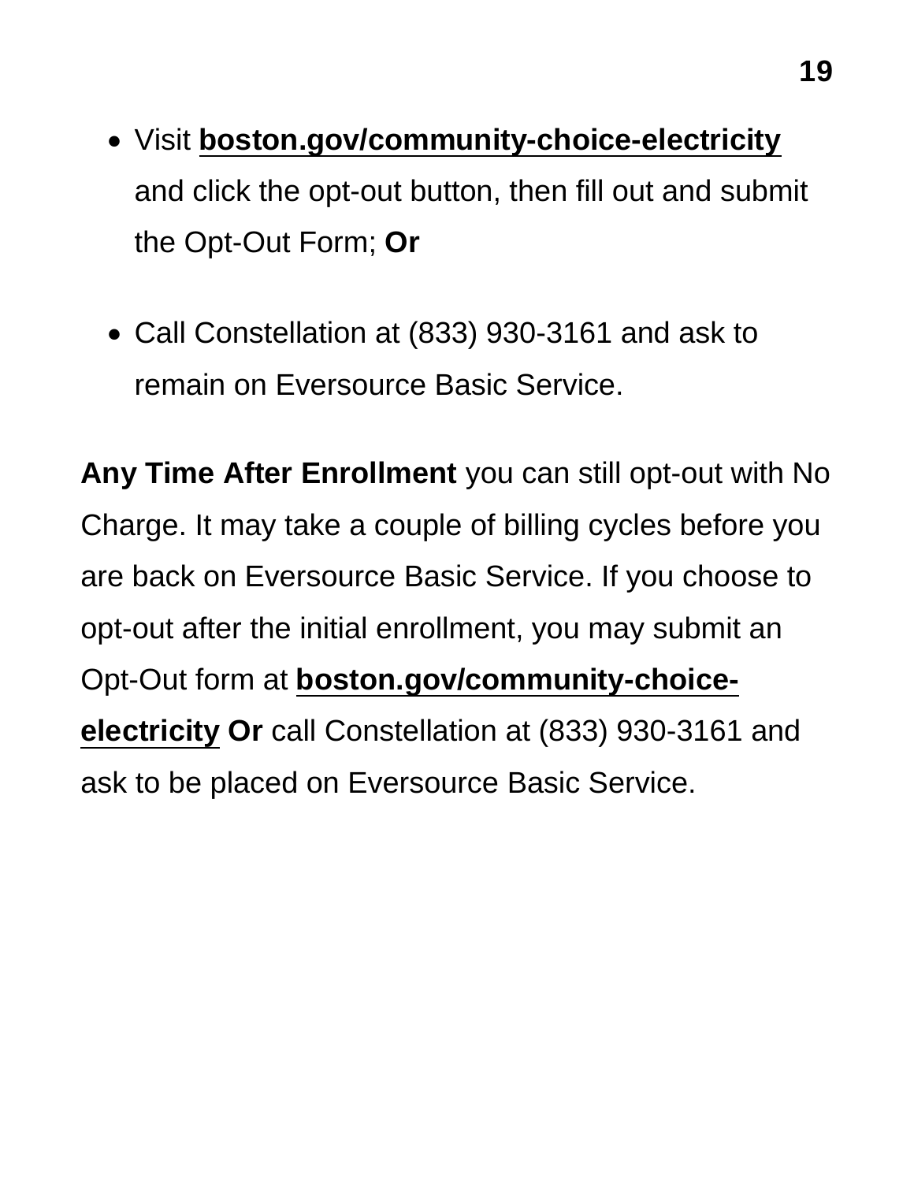- Visit **boston.gov/community-choice-electricity** and click the opt-out button, then fill out and submit the Opt-Out Form; **Or**

- Call Constellation at (833) 930-3161 and ask to remain on Eversource Basic Service.

**Any Time After Enrollment** you can still opt-out with No Charge. It may take a couple of billing cycles before you are back on Eversource Basic Service. If you choose to opt-out after the initial enrollment, you may submit an Opt-Out form at **boston.gov/community-choice-electricity** **Or** call Constellation at (833) 930-3161 and ask to be placed on Eversource Basic Service.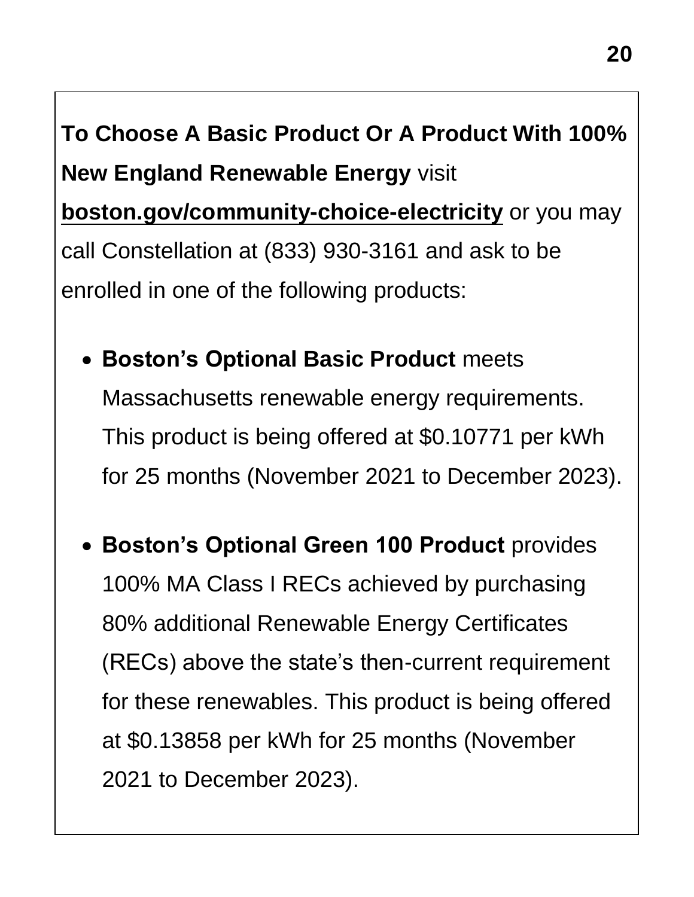**To Choose A Basic Product Or A Product With 100% New England Renewable Energy** visit **boston.gov/community-choice-electricity** or you may call Constellation at (833) 930-3161 and ask to be enrolled in one of the following products:

- **Boston's Optional Basic Product** meets Massachusetts renewable energy requirements. This product is being offered at $0.10771 per kWh for 25 months (November 2021 to December 2023).

- **Boston's Optional Green 100 Product** provides 100% MA Class I RECs achieved by purchasing 80% additional Renewable Energy Certificates (RECs) above the state's then-current requirement for these renewables. This product is being offered at $0.13858 per kWh for 25 months (November 2021 to December 2023).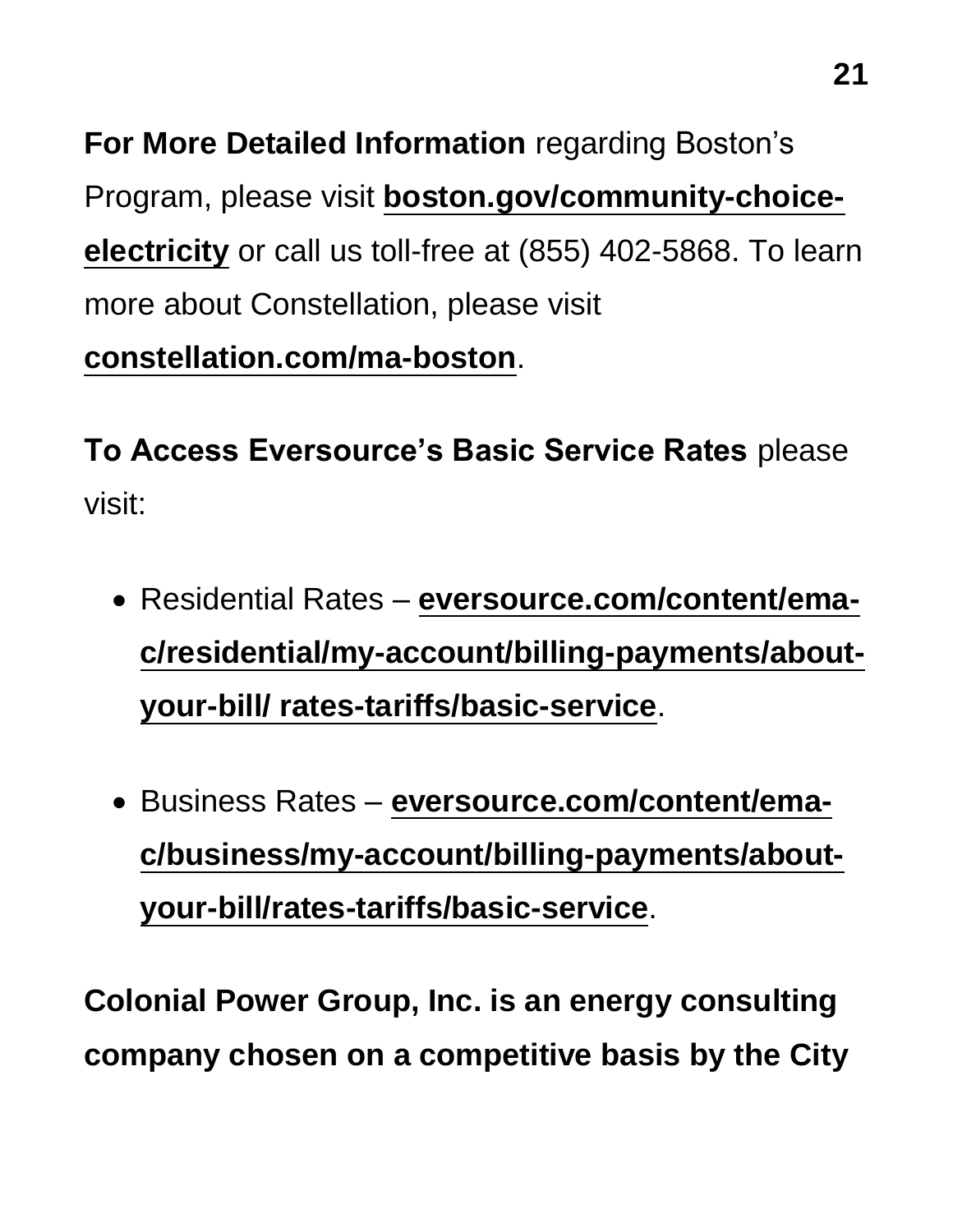**For More Detailed Information** regarding Boston's Program, please visit **boston.gov/community-choice-electricity** or call us toll-free at (855) 402-5868. To learn more about Constellation, please visit **constellation.com/ma-boston**.

**To Access Eversource's Basic Service Rates** please visit:

- Residential Rates – **eversource.com/content/ema-c/residential/my-account/billing-payments/about-your-bill/ rates-tariffs/basic-service**.
- Business Rates – **eversource.com/content/ema-c/business/my-account/billing-payments/about-your-bill/rates-tariffs/basic-service**.

**Colonial Power Group, Inc. is an energy consulting company chosen on a competitive basis by the City**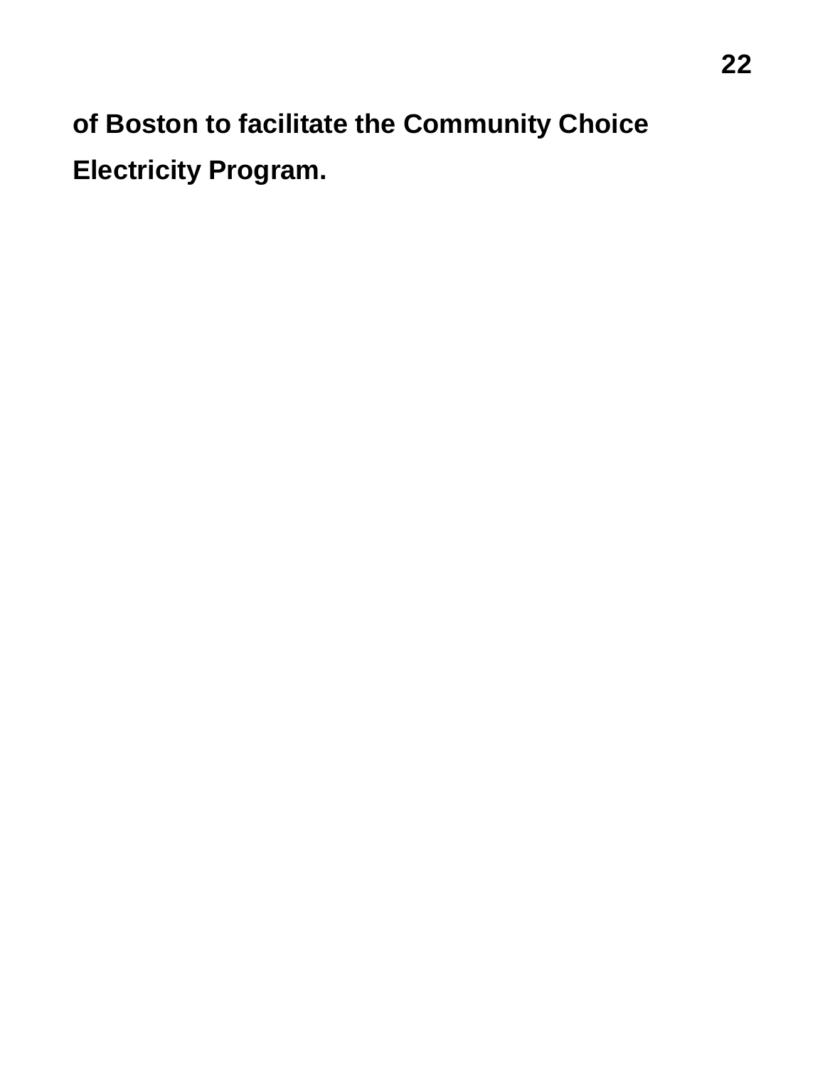**of Boston to facilitate the Community Choice Electricity Program.**